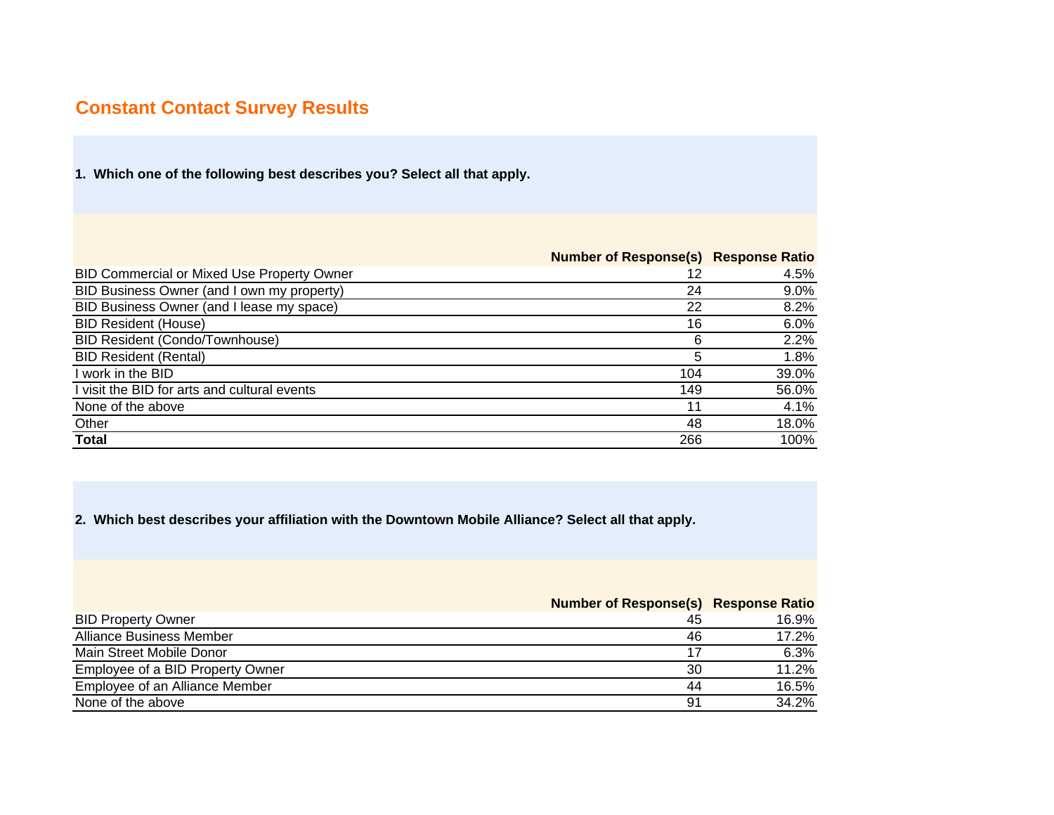# Constant Contact Survey Results

**1. Which one of the following best describes you? Select all that apply.**

| | Number of Response(s) | Response Ratio |
|---|---|---|
| BID Commercial or Mixed Use Property Owner | 12 | 4.5% |
| BID Business Owner (and I own my property) | 24 | 9.0% |
| BID Business Owner (and I lease my space) | 22 | 8.2% |
| BID Resident (House) | 16 | 6.0% |
| BID Resident (Condo/Townhouse) | 6 | 2.2% |
| BID Resident (Rental) | 5 | 1.8% |
| I work in the BID | 104 | 39.0% |
| I visit the BID for arts and cultural events | 149 | 56.0% |
| None of the above | 11 | 4.1% |
| Other | 48 | 18.0% |
| **Total** | 266 | 100% |

**2. Which best describes your affiliation with the Downtown Mobile Alliance? Select all that apply.**

| | Number of Response(s) | Response Ratio |
|---|---|---|
| BID Property Owner | 45 | 16.9% |
| Alliance Business Member | 46 | 17.2% |
| Main Street Mobile Donor | 17 | 6.3% |
| Employee of a BID Property Owner | 30 | 11.2% |
| Employee of an Alliance Member | 44 | 16.5% |
| None of the above | 91 | 34.2% |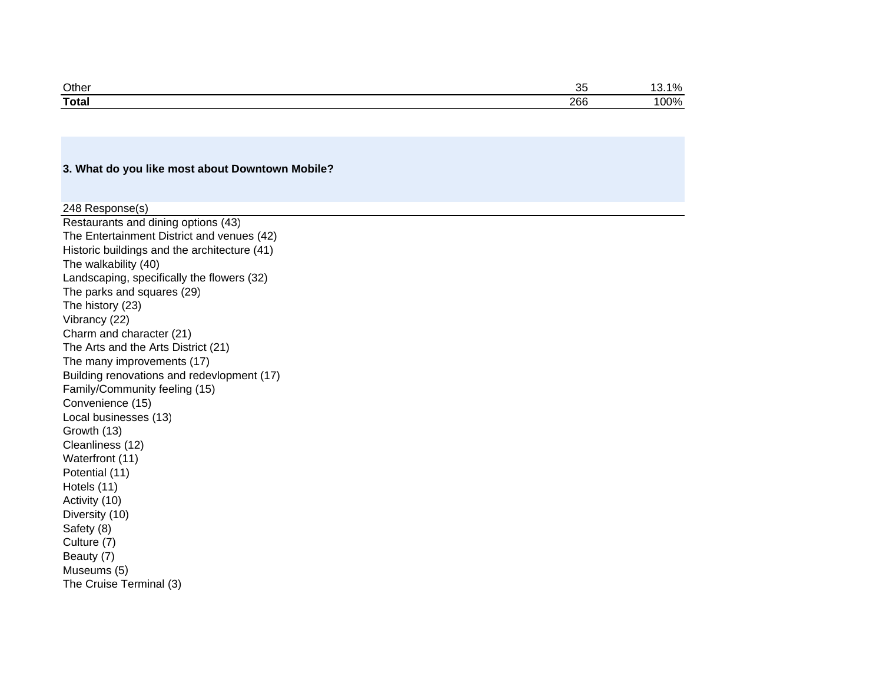| Other | 35 | 13.1% |
|---|---|---|
| **Total** | 266 | 100% |

### 3. What do you like most about Downtown Mobile?

248 Response(s)

Restaurants and dining options (43)
The Entertainment District and venues (42)
Historic buildings and the architecture (41)
The walkability (40)
Landscaping, specifically the flowers (32)
The parks and squares (29)
The history (23)
Vibrancy (22)
Charm and character (21)
The Arts and the Arts District (21)
The many improvements (17)
Building renovations and redevlopment (17)
Family/Community feeling (15)
Convenience (15)
Local businesses (13)
Growth (13)
Cleanliness (12)
Waterfront (11)
Potential (11)
Hotels (11)
Activity (10)
Diversity (10)
Safety (8)
Culture (7)
Beauty (7)
Museums (5)
The Cruise Terminal (3)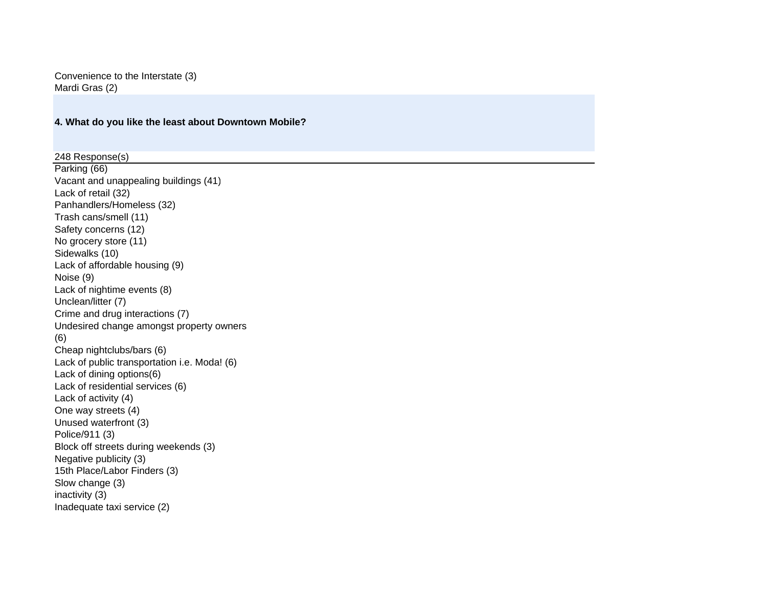Convenience to the Interstate (3)
Mardi Gras (2)

**4. What do you like the least about Downtown Mobile?**

248 Response(s)

Parking (66)
Vacant and unappealing buildings (41)
Lack of retail (32)
Panhandlers/Homeless (32)
Trash cans/smell (11)
Safety concerns (12)
No grocery store (11)
Sidewalks (10)
Lack of affordable housing (9)
Noise (9)
Lack of nightime events (8)
Unclean/litter (7)
Crime and drug interactions (7)
Undesired change amongst property owners (6)
Cheap nightclubs/bars (6)
Lack of public transportation i.e. Moda! (6)
Lack of dining options(6)
Lack of residential services (6)
Lack of activity (4)
One way streets (4)
Unused waterfront (3)
Police/911 (3)
Block off streets during weekends (3)
Negative publicity (3)
15th Place/Labor Finders (3)
Slow change (3)
inactivity (3)
Inadequate taxi service (2)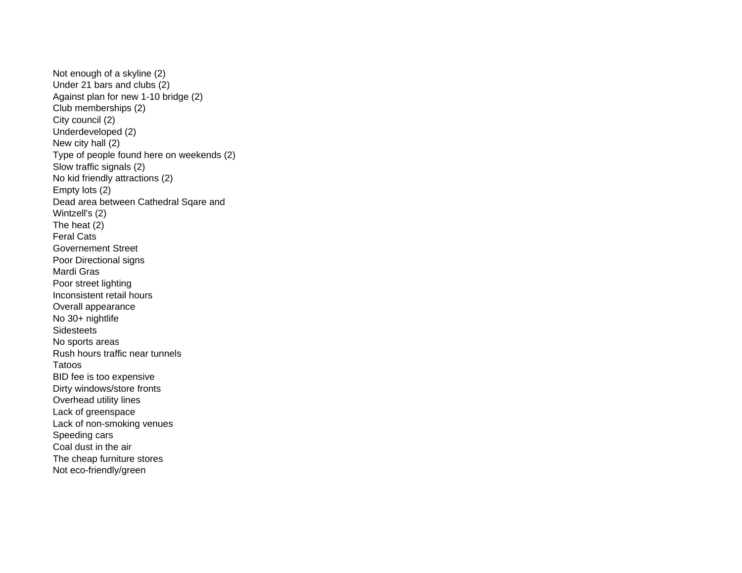Not enough of a skyline (2)
Under 21 bars and clubs (2)
Against plan for new 1-10 bridge (2)
Club memberships (2)
City council (2)
Underdeveloped (2)
New city hall (2)
Type of people found here on weekends (2)
Slow traffic signals (2)
No kid friendly attractions (2)
Empty lots (2)
Dead area between Cathedral Sqare and Wintzell's (2)
The heat (2)
Feral Cats
Governement Street
Poor Directional signs
Mardi Gras
Poor street lighting
Inconsistent retail hours
Overall appearance
No 30+ nightlife
Sidesteets
No sports areas
Rush hours traffic near tunnels
Tatoos
BID fee is too expensive
Dirty windows/store fronts
Overhead utility lines
Lack of greenspace
Lack of non-smoking venues
Speeding cars
Coal dust in the air
The cheap furniture stores
Not eco-friendly/green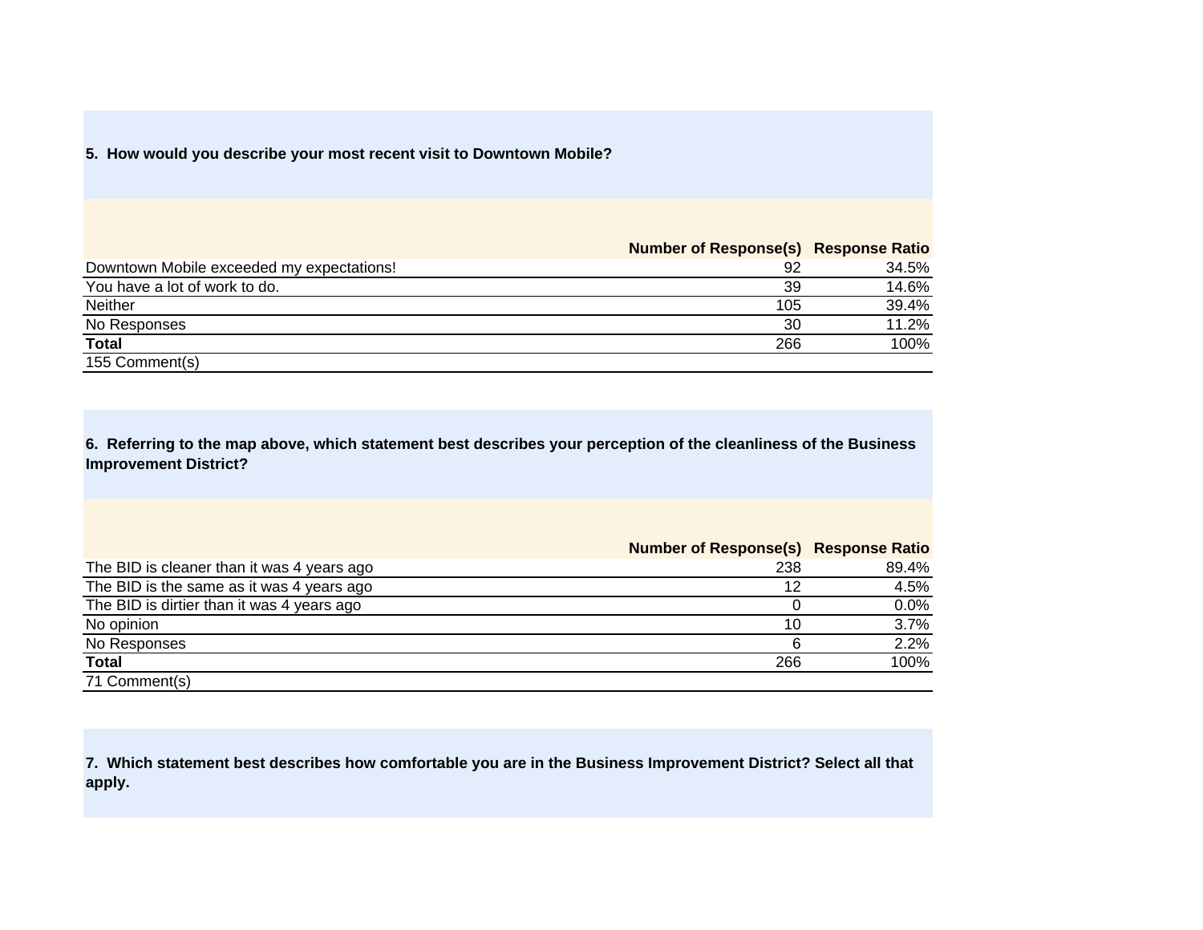**5. How would you describe your most recent visit to Downtown Mobile?**

| | Number of Response(s) | Response Ratio |
|---|---|---|
| Downtown Mobile exceeded my expectations! | 92 | 34.5% |
| You have a lot of work to do. | 39 | 14.6% |
| Neither | 105 | 39.4% |
| No Responses | 30 | 11.2% |
| **Total** | 266 | 100% |
| 155 Comment(s) | | |

**6. Referring to the map above, which statement best describes your perception of the cleanliness of the Business Improvement District?**

| | Number of Response(s) | Response Ratio |
|---|---|---|
| The BID is cleaner than it was 4 years ago | 238 | 89.4% |
| The BID is the same as it was 4 years ago | 12 | 4.5% |
| The BID is dirtier than it was 4 years ago | 0 | 0.0% |
| No opinion | 10 | 3.7% |
| No Responses | 6 | 2.2% |
| **Total** | 266 | 100% |
| 71 Comment(s) | | |

**7. Which statement best describes how comfortable you are in the Business Improvement District? Select all that apply.**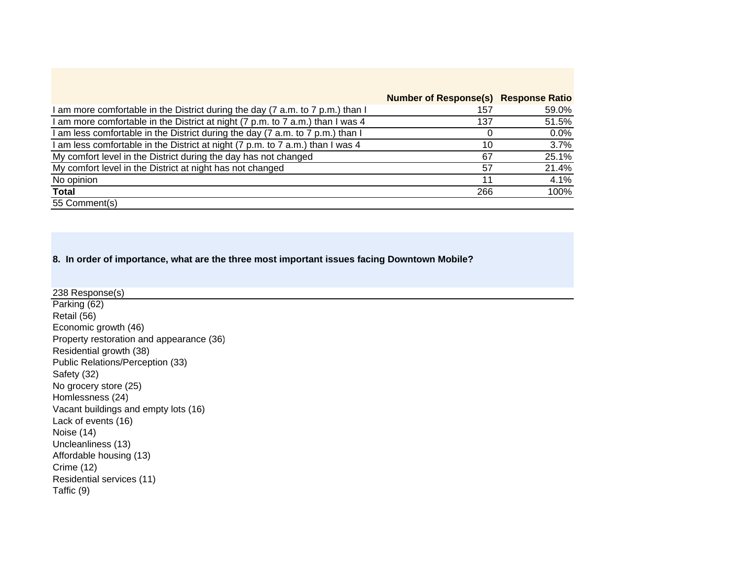| | Number of Response(s) | Response Ratio |
|---|---|---|
| I am more comfortable in the District during the day (7 a.m. to 7 p.m.) than I | 157 | 59.0% |
| I am more comfortable in the District at night (7 p.m. to 7 a.m.) than I was 4 | 137 | 51.5% |
| I am less comfortable in the District during the day (7 a.m. to 7 p.m.) than I | 0 | 0.0% |
| I am less comfortable in the District at night (7 p.m. to 7 a.m.) than I was 4 | 10 | 3.7% |
| My comfort level in the District during the day has not changed | 67 | 25.1% |
| My comfort level in the District at night has not changed | 57 | 21.4% |
| No opinion | 11 | 4.1% |
| **Total** | 266 | 100% |
| 55 Comment(s) | | |

**8. In order of importance, what are the three most important issues facing Downtown Mobile?**

238 Response(s)

Parking (62)
Retail (56)
Economic growth (46)
Property restoration and appearance (36)
Residential growth (38)
Public Relations/Perception (33)
Safety (32)
No grocery store (25)
Homlessness (24)
Vacant buildings and empty lots (16)
Lack of events (16)
Noise (14)
Uncleanliness (13)
Affordable housing (13)
Crime (12)
Residential services (11)
Taffic (9)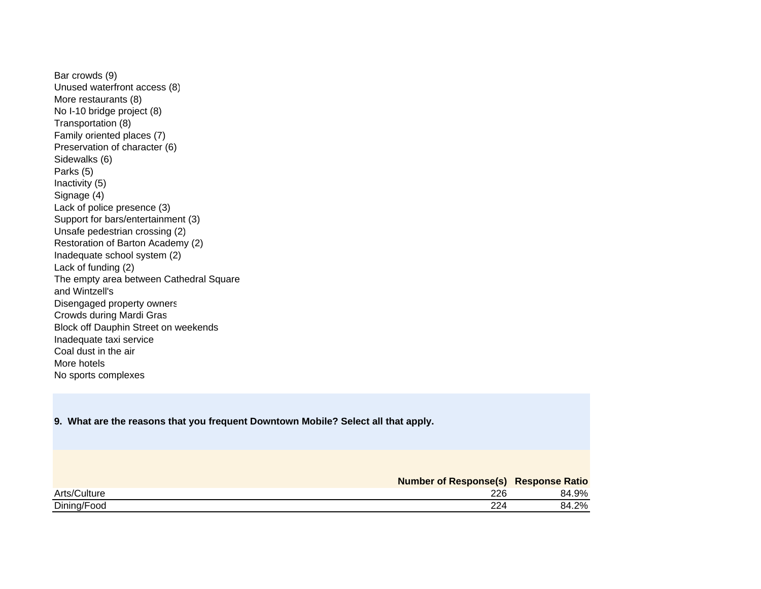Bar crowds (9)
Unused waterfront access (8)
More restaurants (8)
No I-10 bridge project (8)
Transportation (8)
Family oriented places (7)
Preservation of character (6)
Sidewalks (6)
Parks (5)
Inactivity (5)
Signage (4)
Lack of police presence (3)
Support for bars/entertainment (3)
Unsafe pedestrian crossing (2)
Restoration of Barton Academy (2)
Inadequate school system (2)
Lack of funding (2)
The empty area between Cathedral Square and Wintzell's
Disengaged property owners
Crowds during Mardi Gras
Block off Dauphin Street on weekends
Inadequate taxi service
Coal dust in the air
More hotels
No sports complexes

**9. What are the reasons that you frequent Downtown Mobile? Select all that apply.**

| | Number of Response(s) | Response Ratio |
|---|---|---|
| Arts/Culture | 226 | 84.9% |
| Dining/Food | 224 | 84.2% |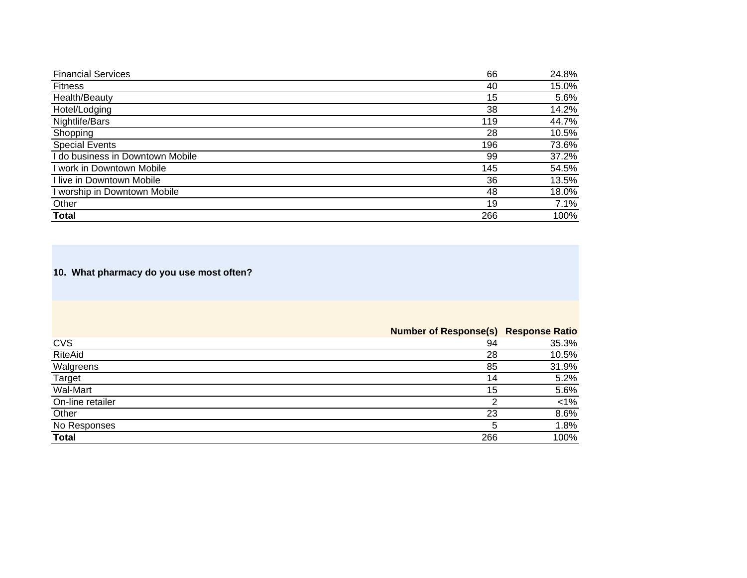| | | |
|---|---|---|
| Financial Services | 66 | 24.8% |
| Fitness | 40 | 15.0% |
| Health/Beauty | 15 | 5.6% |
| Hotel/Lodging | 38 | 14.2% |
| Nightlife/Bars | 119 | 44.7% |
| Shopping | 28 | 10.5% |
| Special Events | 196 | 73.6% |
| I do business in Downtown Mobile | 99 | 37.2% |
| I work in Downtown Mobile | 145 | 54.5% |
| I live in Downtown Mobile | 36 | 13.5% |
| I worship in Downtown Mobile | 48 | 18.0% |
| Other | 19 | 7.1% |
| **Total** | 266 | 100% |

**10. What pharmacy do you use most often?**

| | Number of Response(s) | Response Ratio |
|---|---|---|
| CVS | 94 | 35.3% |
| RiteAid | 28 | 10.5% |
| Walgreens | 85 | 31.9% |
| Target | 14 | 5.2% |
| Wal-Mart | 15 | 5.6% |
| On-line retailer | 2 | <1% |
| Other | 23 | 8.6% |
| No Responses | 5 | 1.8% |
| **Total** | 266 | 100% |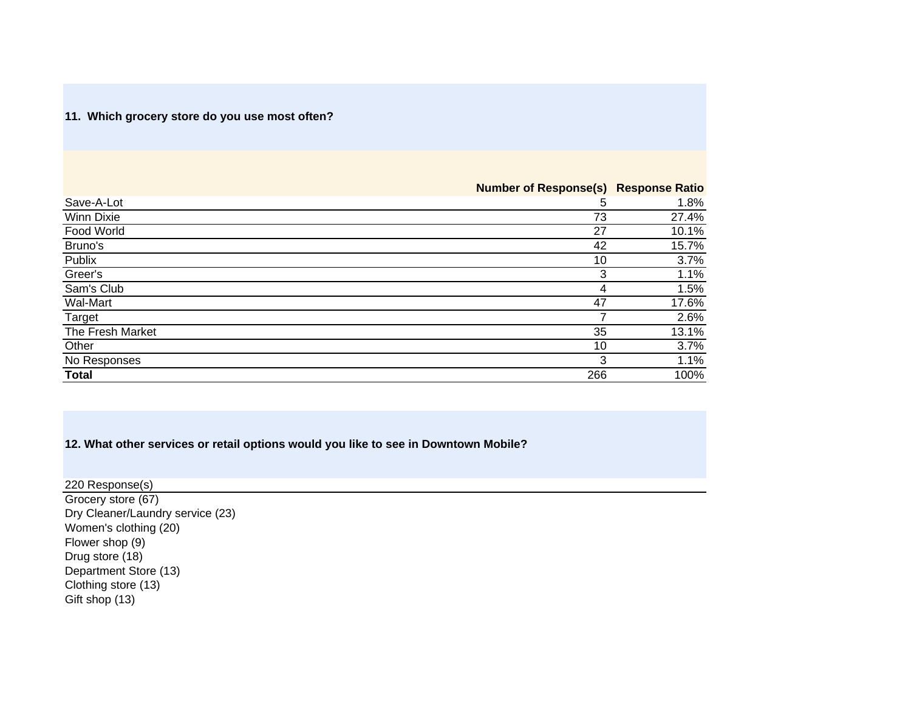### 11. Which grocery store do you use most often?

| | Number of Response(s) | Response Ratio |
|---|---|---|
| Save-A-Lot | 5 | 1.8% |
| Winn Dixie | 73 | 27.4% |
| Food World | 27 | 10.1% |
| Bruno's | 42 | 15.7% |
| Publix | 10 | 3.7% |
| Greer's | 3 | 1.1% |
| Sam's Club | 4 | 1.5% |
| Wal-Mart | 47 | 17.6% |
| Target | 7 | 2.6% |
| The Fresh Market | 35 | 13.1% |
| Other | 10 | 3.7% |
| No Responses | 3 | 1.1% |
| **Total** | 266 | 100% |

### 12. What other services or retail options would you like to see in Downtown Mobile?

220 Response(s)

Grocery store (67)
Dry Cleaner/Laundry service (23)
Women's clothing (20)
Flower shop (9)
Drug store (18)
Department Store (13)
Clothing store (13)
Gift shop (13)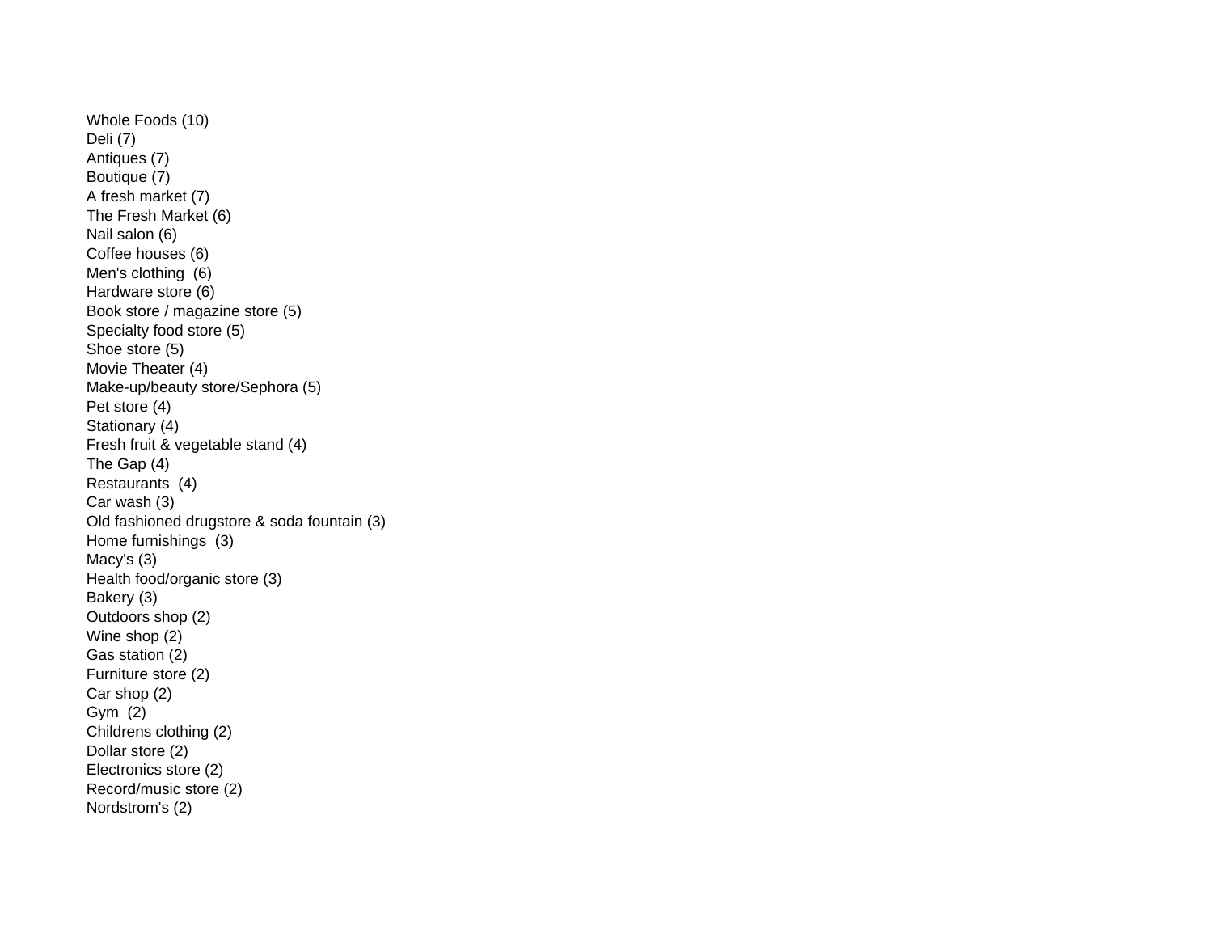Whole Foods (10)
Deli (7)
Antiques (7)
Boutique (7)
A fresh market (7)
The Fresh Market (6)
Nail salon (6)
Coffee houses (6)
Men's clothing (6)
Hardware store (6)
Book store / magazine store (5)
Specialty food store (5)
Shoe store (5)
Movie Theater (4)
Make-up/beauty store/Sephora (5)
Pet store (4)
Stationary (4)
Fresh fruit & vegetable stand (4)
The Gap (4)
Restaurants (4)
Car wash (3)
Old fashioned drugstore & soda fountain (3)
Home furnishings (3)
Macy's (3)
Health food/organic store (3)
Bakery (3)
Outdoors shop (2)
Wine shop (2)
Gas station (2)
Furniture store (2)
Car shop (2)
Gym (2)
Childrens clothing (2)
Dollar store (2)
Electronics store (2)
Record/music store (2)
Nordstrom's (2)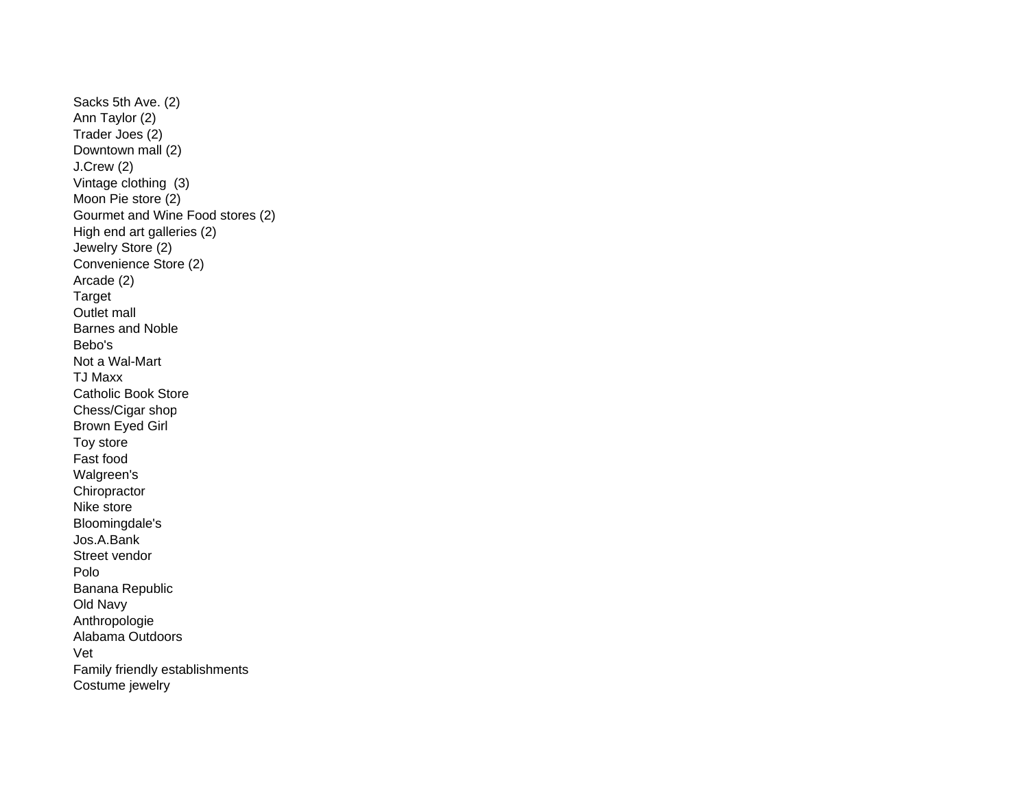Sacks 5th Ave. (2)
Ann Taylor (2)
Trader Joes (2)
Downtown mall (2)
J.Crew (2)
Vintage clothing (3)
Moon Pie store (2)
Gourmet and Wine Food stores (2)
High end art galleries (2)
Jewelry Store (2)
Convenience Store (2)
Arcade (2)
Target
Outlet mall
Barnes and Noble
Bebo's
Not a Wal-Mart
TJ Maxx
Catholic Book Store
Chess/Cigar shop
Brown Eyed Girl
Toy store
Fast food
Walgreen's
Chiropractor
Nike store
Bloomingdale's
Jos.A.Bank
Street vendor
Polo
Banana Republic
Old Navy
Anthropologie
Alabama Outdoors
Vet
Family friendly establishments
Costume jewelry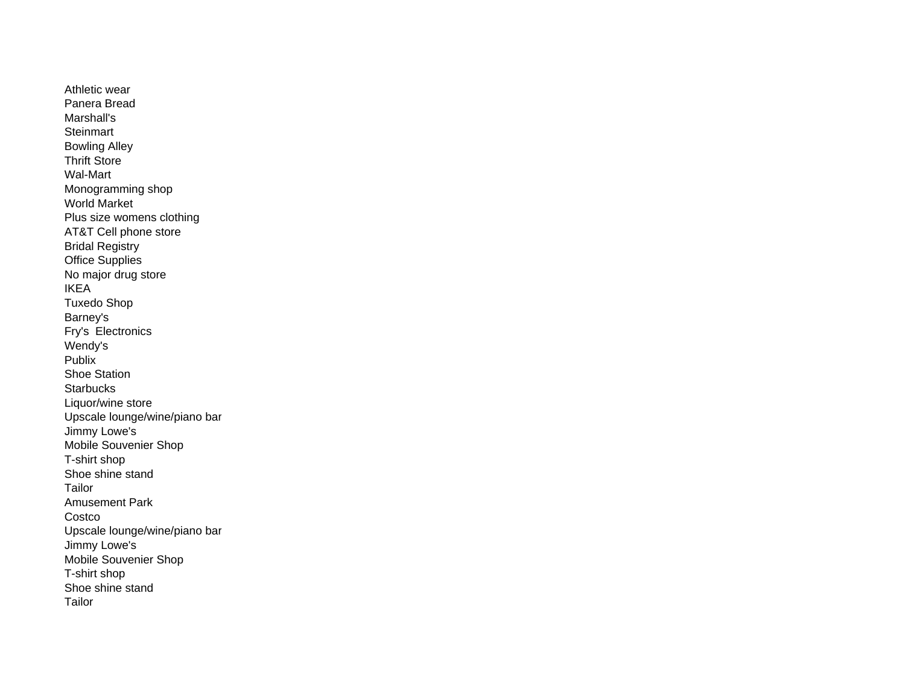Athletic wear
Panera Bread
Marshall's
Steinmart
Bowling Alley
Thrift Store
Wal-Mart
Monogramming shop
World Market
Plus size womens clothing
AT&T Cell phone store
Bridal Registry
Office Supplies
No major drug store
IKEA
Tuxedo Shop
Barney's
Fry's Electronics
Wendy's
Publix
Shoe Station
Starbucks
Liquor/wine store
Upscale lounge/wine/piano bar
Jimmy Lowe's
Mobile Souvenier Shop
T-shirt shop
Shoe shine stand
Tailor
Amusement Park
Costco
Upscale lounge/wine/piano bar
Jimmy Lowe's
Mobile Souvenier Shop
T-shirt shop
Shoe shine stand
Tailor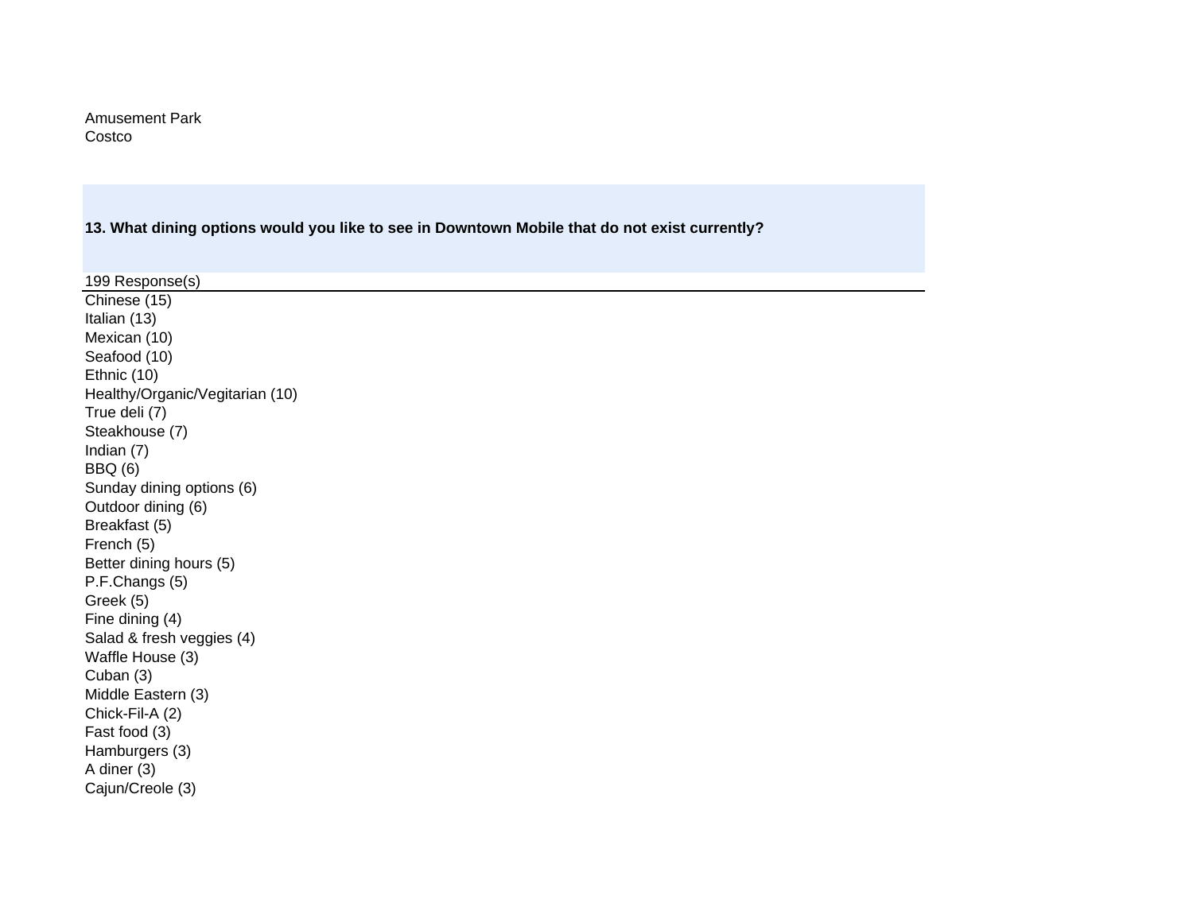Amusement Park
Costco

**13. What dining options would you like to see in Downtown Mobile that do not exist currently?**

199 Response(s)

Chinese (15)
Italian (13)
Mexican (10)
Seafood (10)
Ethnic (10)
Healthy/Organic/Vegitarian (10)
True deli (7)
Steakhouse (7)
Indian (7)
BBQ (6)
Sunday dining options (6)
Outdoor dining (6)
Breakfast (5)
French (5)
Better dining hours (5)
P.F.Changs (5)
Greek (5)
Fine dining (4)
Salad & fresh veggies (4)
Waffle House (3)
Cuban (3)
Middle Eastern (3)
Chick-Fil-A (2)
Fast food (3)
Hamburgers (3)
A diner (3)
Cajun/Creole (3)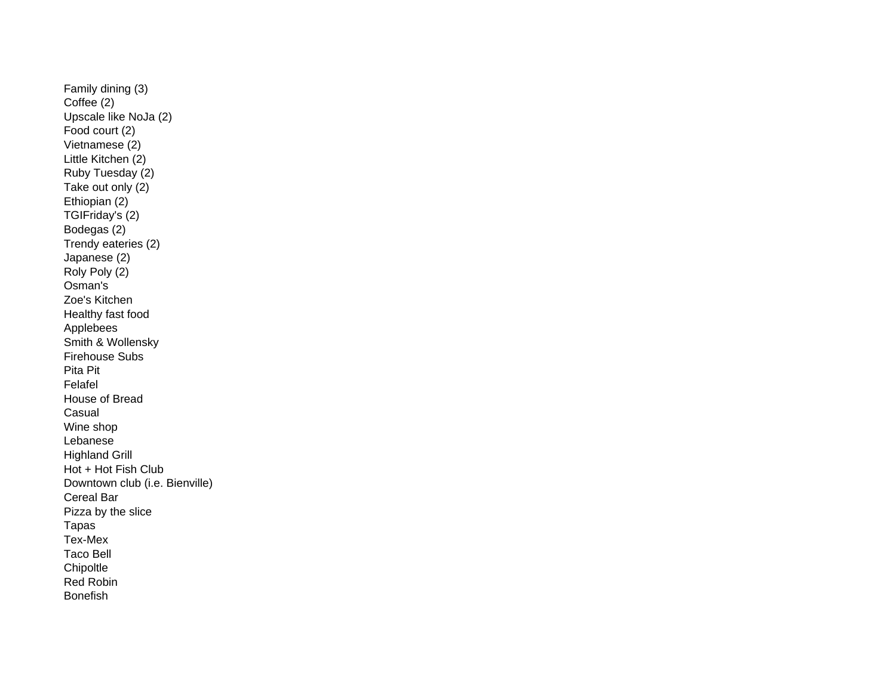Family dining (3)
Coffee (2)
Upscale like NoJa (2)
Food court (2)
Vietnamese (2)
Little Kitchen (2)
Ruby Tuesday (2)
Take out only (2)
Ethiopian (2)
TGIFriday's (2)
Bodegas (2)
Trendy eateries (2)
Japanese (2)
Roly Poly (2)
Osman's
Zoe's Kitchen
Healthy fast food
Applebees
Smith & Wollensky
Firehouse Subs
Pita Pit
Felafel
House of Bread
Casual
Wine shop
Lebanese
Highland Grill
Hot + Hot Fish Club
Downtown club (i.e. Bienville)
Cereal Bar
Pizza by the slice
Tapas
Tex-Mex
Taco Bell
Chipoltle
Red Robin
Bonefish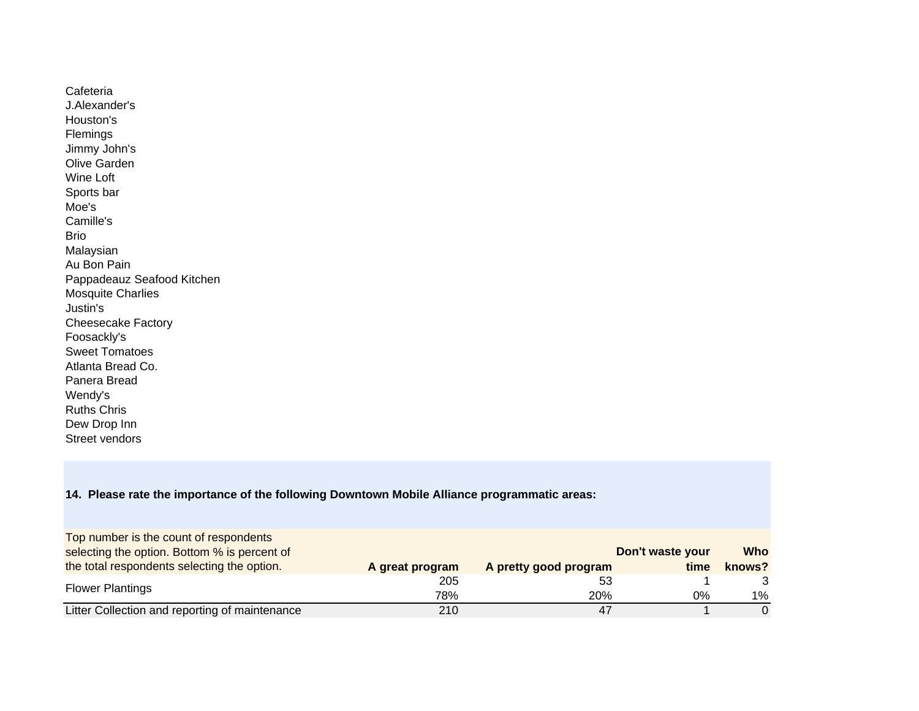Cafeteria
J.Alexander's
Houston's
Flemings
Jimmy John's
Olive Garden
Wine Loft
Sports bar
Moe's
Camille's
Brio
Malaysian
Au Bon Pain
Pappadeauz Seafood Kitchen
Mosquite Charlies
Justin's
Cheesecake Factory
Foosackly's
Sweet Tomatoes
Atlanta Bread Co.
Panera Bread
Wendy's
Ruths Chris
Dew Drop Inn
Street vendors

**14. Please rate the importance of the following Downtown Mobile Alliance programmatic areas:**

| Top number is the count of respondents selecting the option. Bottom % is percent of the total respondents selecting the option. | **A great program** | **A pretty good program** | **Don't waste your time** | **Who knows?** |
|---|---|---|---|---|
| Flower Plantings | 205 | 53 | 1 | 3 |
| | 78% | 20% | 0% | 1% |
| Litter Collection and reporting of maintenance | 210 | 47 | 1 | 0 |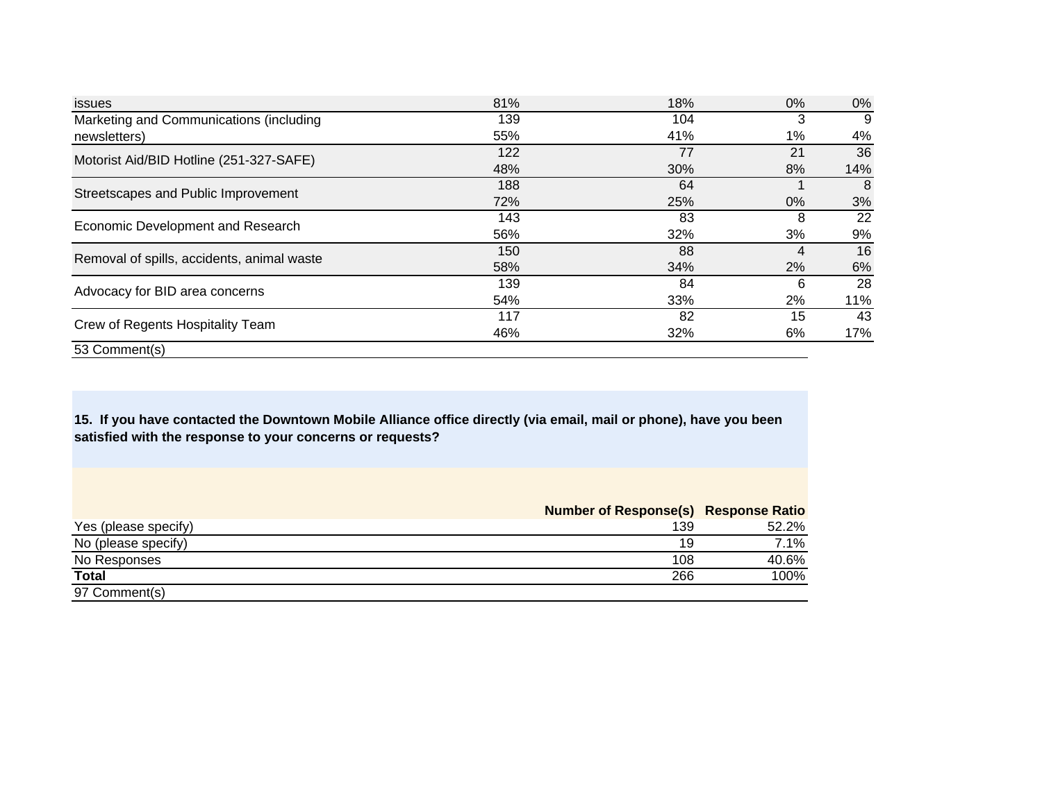| | | | | |
|---|---|---|---|---|
| issues | 81% | 18% | 0% | 0% |
| Marketing and Communications (including newsletters) | 139 | 104 | 3 | 9 |
| | 55% | 41% | 1% | 4% |
| Motorist Aid/BID Hotline (251-327-SAFE) | 122 | 77 | 21 | 36 |
| | 48% | 30% | 8% | 14% |
| Streetscapes and Public Improvement | 188 | 64 | 1 | 8 |
| | 72% | 25% | 0% | 3% |
| Economic Development and Research | 143 | 83 | 8 | 22 |
| | 56% | 32% | 3% | 9% |
| Removal of spills, accidents, animal waste | 150 | 88 | 4 | 16 |
| | 58% | 34% | 2% | 6% |
| Advocacy for BID area concerns | 139 | 84 | 6 | 28 |
| | 54% | 33% | 2% | 11% |
| Crew of Regents Hospitality Team | 117 | 82 | 15 | 43 |
| | 46% | 32% | 6% | 17% |

53 Comment(s)

**15. If you have contacted the Downtown Mobile Alliance office directly (via email, mail or phone), have you been satisfied with the response to your concerns or requests?**

| | Number of Response(s) | Response Ratio |
|---|---|---|
| Yes (please specify) | 139 | 52.2% |
| No (please specify) | 19 | 7.1% |
| No Responses | 108 | 40.6% |
| **Total** | 266 | 100% |

97 Comment(s)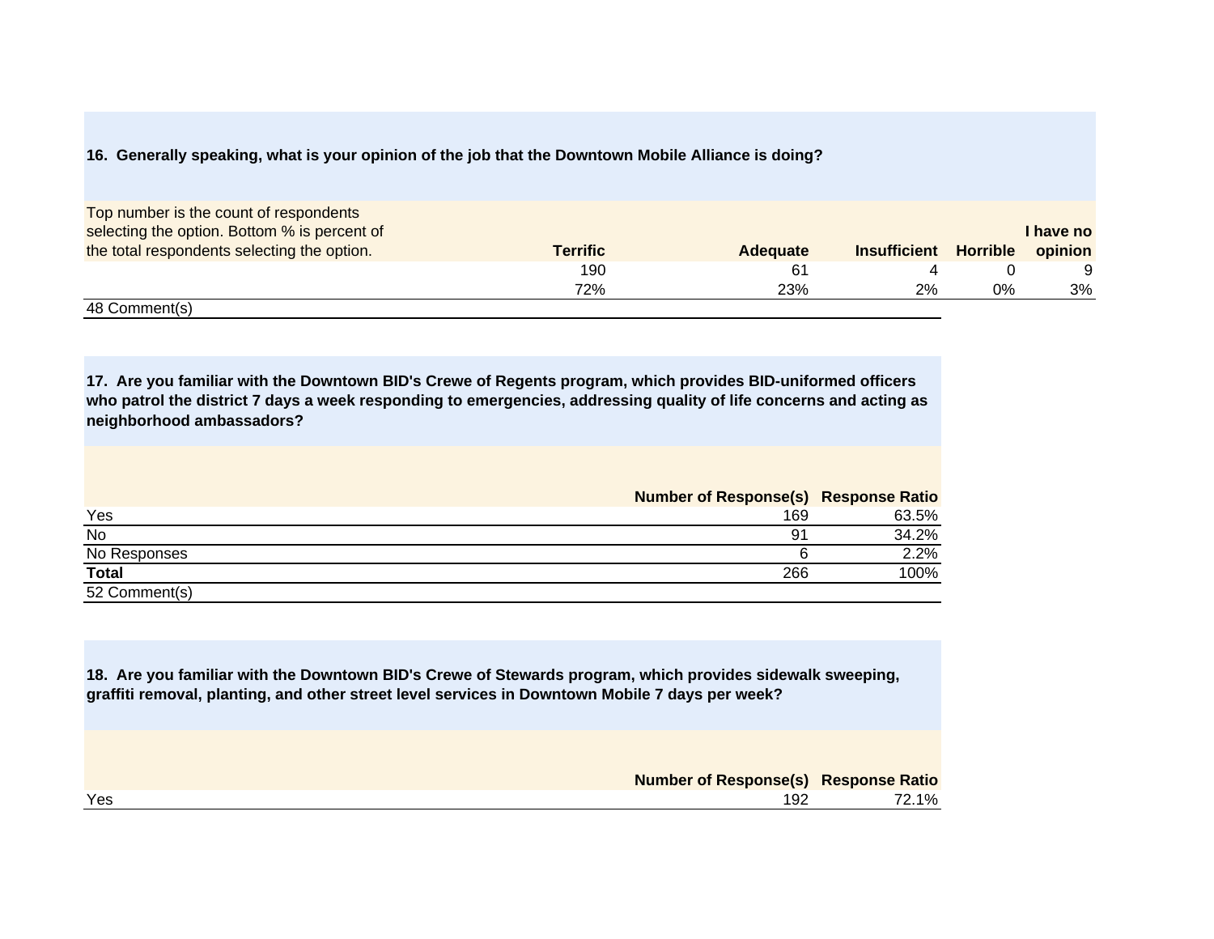**16. Generally speaking, what is your opinion of the job that the Downtown Mobile Alliance is doing?**

| Top number is the count of respondents selecting the option. Bottom % is percent of the total respondents selecting the option. | Terrific | Adequate | Insufficient | Horrible | I have no opinion |
|---|---|---|---|---|---|
| | 190 | 61 | 4 | 0 | 9 |
| | 72% | 23% | 2% | 0% | 3% |

48 Comment(s)

**17. Are you familiar with the Downtown BID's Crewe of Regents program, which provides BID-uniformed officers who patrol the district 7 days a week responding to emergencies, addressing quality of life concerns and acting as neighborhood ambassadors?**

| | Number of Response(s) | Response Ratio |
|---|---|---|
| Yes | 169 | 63.5% |
| No | 91 | 34.2% |
| No Responses | 6 | 2.2% |
| **Total** | 266 | 100% |

52 Comment(s)

**18. Are you familiar with the Downtown BID's Crewe of Stewards program, which provides sidewalk sweeping, graffiti removal, planting, and other street level services in Downtown Mobile 7 days per week?**

| | Number of Response(s) | Response Ratio |
|---|---|---|
| Yes | 192 | 72.1% |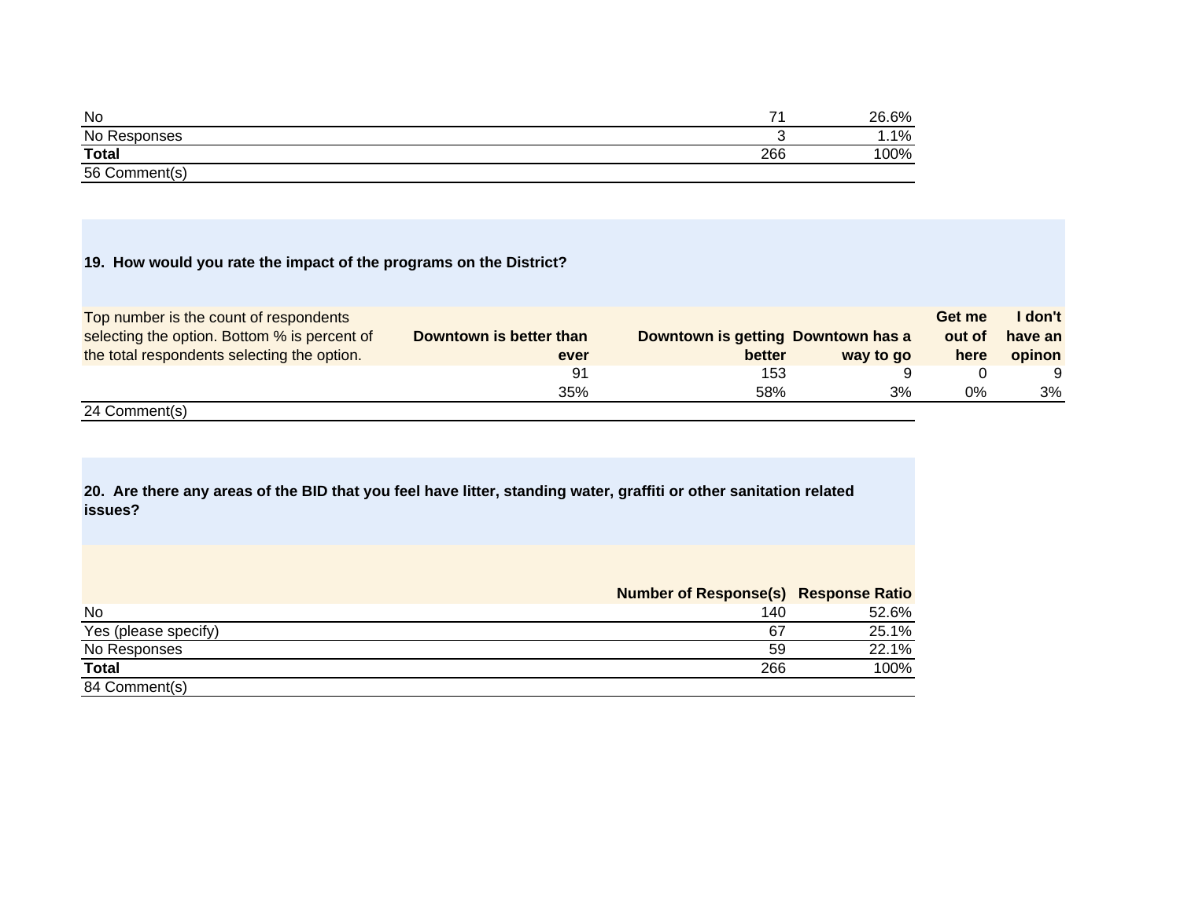| | | |
|---|---|---|
| No | 71 | 26.6% |
| No Responses | 3 | 1.1% |
| **Total** | 266 | 100% |
| 56 Comment(s) | | |

**19. How would you rate the impact of the programs on the District?**

| Top number is the count of respondents selecting the option. Bottom % is percent of the total respondents selecting the option. | Downtown is better than ever | Downtown is getting better | Downtown has a way to go | Get me out of here | I don't have an opinon |
|---|---|---|---|---|---|
| | 91 | 153 | 9 | 0 | 9 |
| | 35% | 58% | 3% | 0% | 3% |
| 24 Comment(s) | | | | | |

**20. Are there any areas of the BID that you feel have litter, standing water, graffiti or other sanitation related issues?**

| | Number of Response(s) | Response Ratio |
|---|---|---|
| No | 140 | 52.6% |
| Yes (please specify) | 67 | 25.1% |
| No Responses | 59 | 22.1% |
| **Total** | 266 | 100% |
| 84 Comment(s) | | |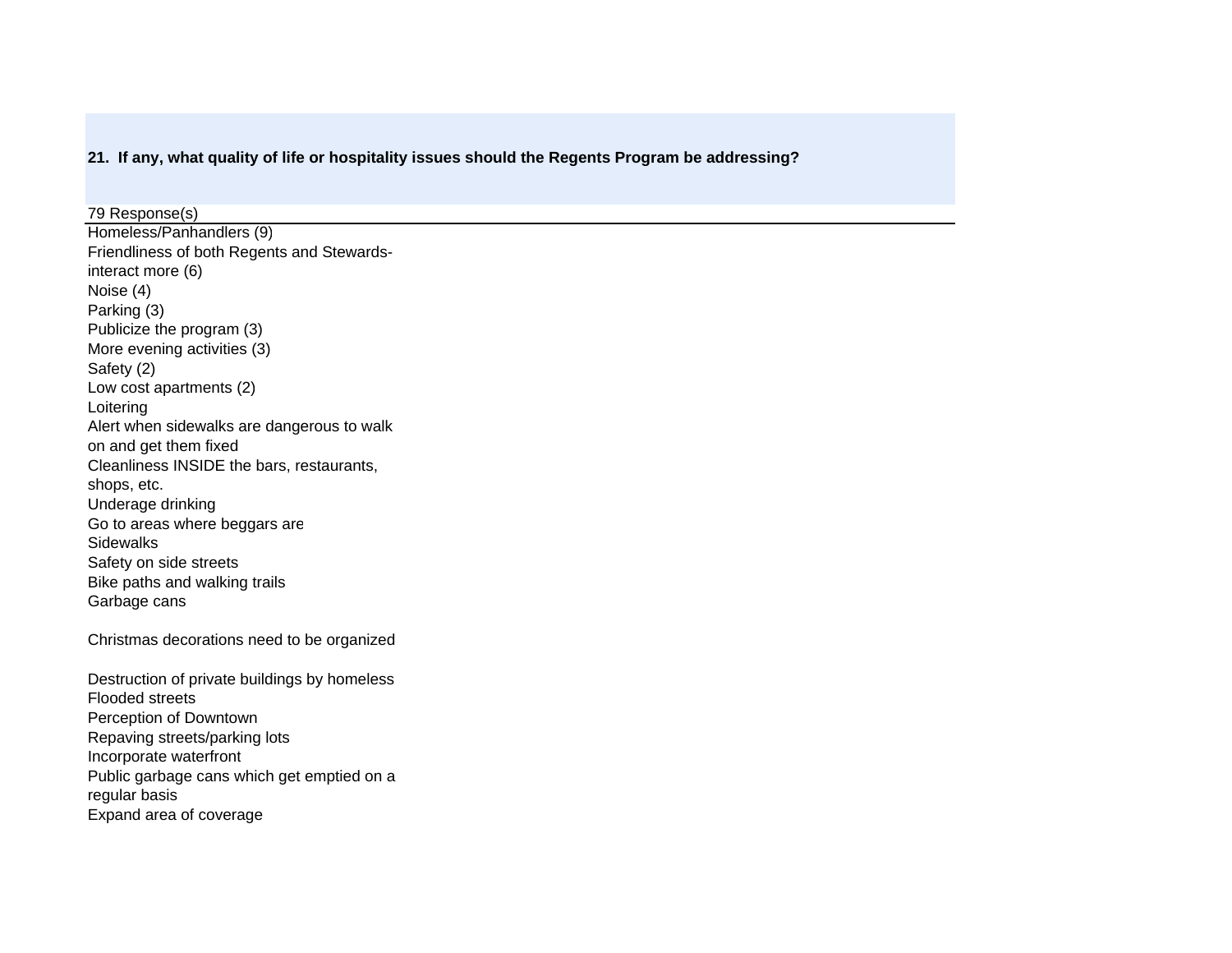**21. If any, what quality of life or hospitality issues should the Regents Program be addressing?**

79 Response(s)

Homeless/Panhandlers (9)
Friendliness of both Regents and Stewards-interact more (6)
Noise (4)
Parking (3)
Publicize the program (3)
More evening activities (3)
Safety (2)
Low cost apartments (2)
Loitering
Alert when sidewalks are dangerous to walk on and get them fixed
Cleanliness INSIDE the bars, restaurants, shops, etc.
Underage drinking
Go to areas where beggars are
Sidewalks
Safety on side streets
Bike paths and walking trails
Garbage cans

Christmas decorations need to be organized

Destruction of private buildings by homeless
Flooded streets
Perception of Downtown
Repaving streets/parking lots
Incorporate waterfront
Public garbage cans which get emptied on a regular basis
Expand area of coverage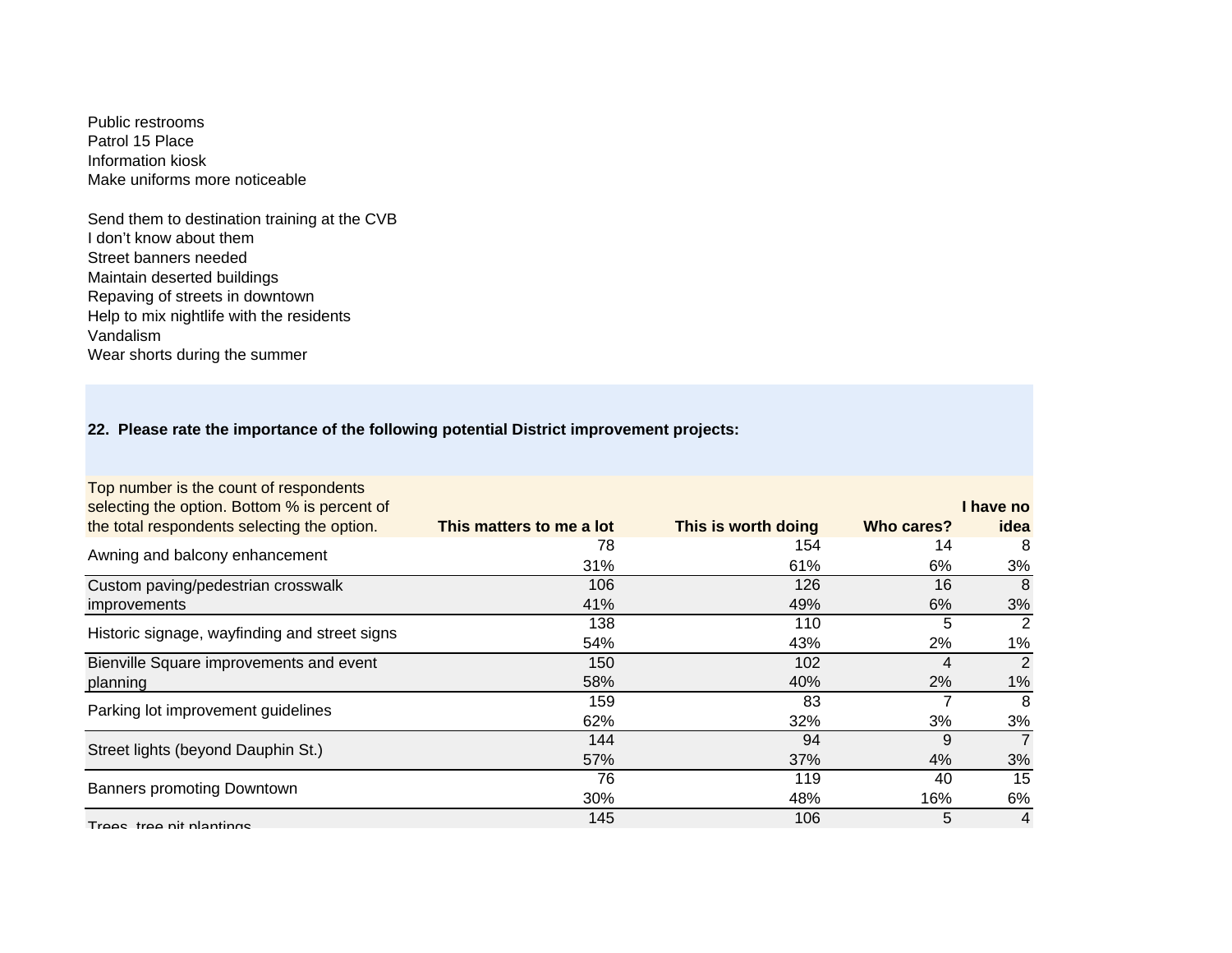Public restrooms
Patrol 15 Place
Information kiosk
Make uniforms more noticeable

Send them to destination training at the CVB
I don't know about them
Street banners needed
Maintain deserted buildings
Repaving of streets in downtown
Help to mix nightlife with the residents
Vandalism
Wear shorts during the summer

**22. Please rate the importance of the following potential District improvement projects:**

| Top number is the count of respondents selecting the option. Bottom % is percent of the total respondents selecting the option. | This matters to me a lot | This is worth doing | Who cares? | I have no idea |
|---|---|---|---|---|
| Awning and balcony enhancement | 78 | 154 | 14 | 8 |
| | 31% | 61% | 6% | 3% |
| Custom paving/pedestrian crosswalk improvements | 106 | 126 | 16 | 8 |
| | 41% | 49% | 6% | 3% |
| Historic signage, wayfinding and street signs | 138 | 110 | 5 | 2 |
| | 54% | 43% | 2% | 1% |
| Bienville Square improvements and event planning | 150 | 102 | 4 | 2 |
| | 58% | 40% | 2% | 1% |
| Parking lot improvement guidelines | 159 | 83 | 7 | 8 |
| | 62% | 32% | 3% | 3% |
| Street lights (beyond Dauphin St.) | 144 | 94 | 9 | 7 |
| | 57% | 37% | 4% | 3% |
| Banners promoting Downtown | 76 | 119 | 40 | 15 |
| | 30% | 48% | 16% | 6% |
| Trees, tree pit plantings | 145 | 106 | 5 | 4 |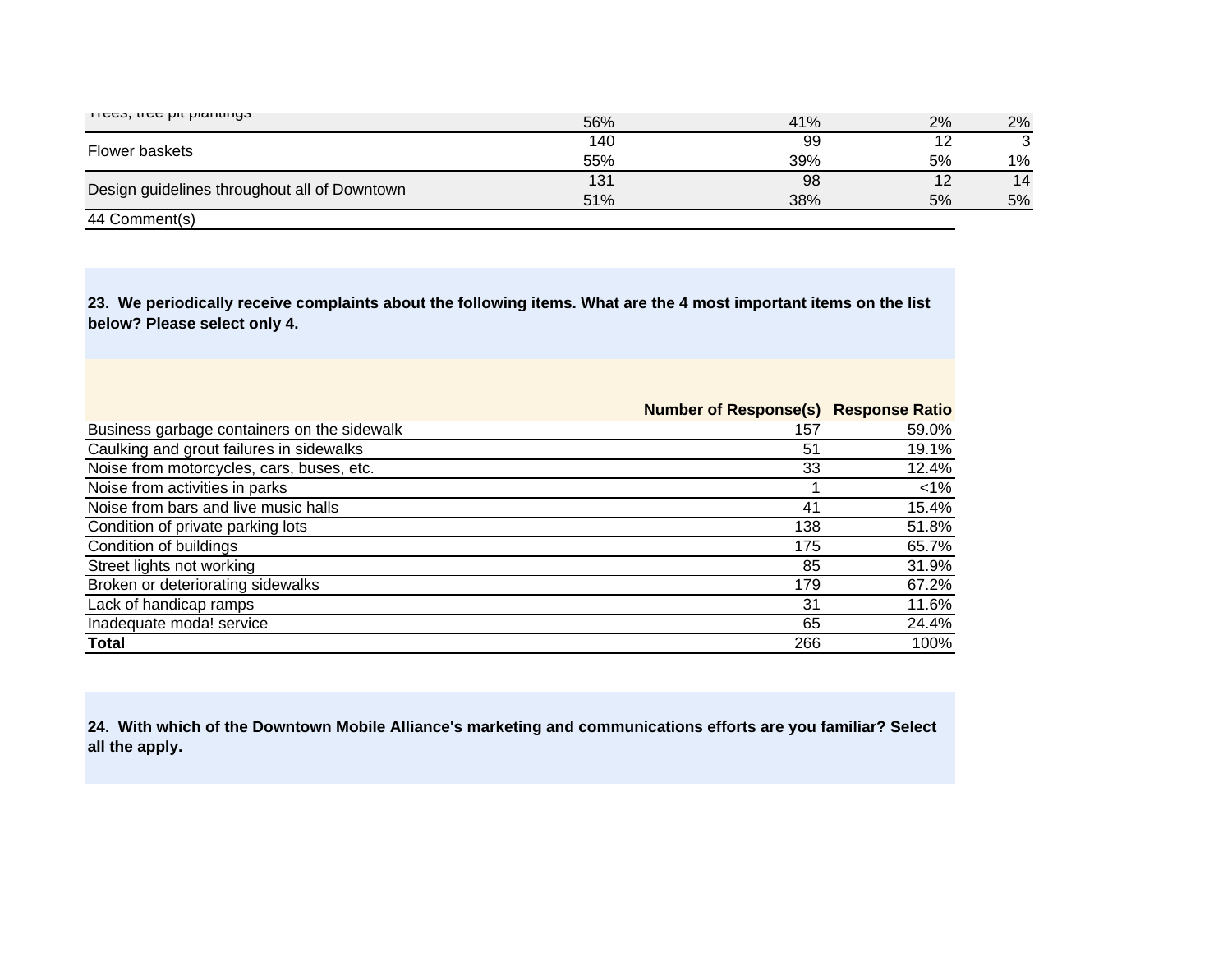| | | | | |
|---|---|---|---|---|
| Trees, tree pit plantings | 56% | 41% | 2% | 2% |
| Flower baskets | 140 | 99 | 12 | 3 |
| | 55% | 39% | 5% | 1% |
| Design guidelines throughout all of Downtown | 131 | 98 | 12 | 14 |
| | 51% | 38% | 5% | 5% |

44 Comment(s)

**23. We periodically receive complaints about the following items. What are the 4 most important items on the list below? Please select only 4.**

| | Number of Response(s) | Response Ratio |
|---|---|---|
| Business garbage containers on the sidewalk | 157 | 59.0% |
| Caulking and grout failures in sidewalks | 51 | 19.1% |
| Noise from motorcycles, cars, buses, etc. | 33 | 12.4% |
| Noise from activities in parks | 1 | <1% |
| Noise from bars and live music halls | 41 | 15.4% |
| Condition of private parking lots | 138 | 51.8% |
| Condition of buildings | 175 | 65.7% |
| Street lights not working | 85 | 31.9% |
| Broken or deteriorating sidewalks | 179 | 67.2% |
| Lack of handicap ramps | 31 | 11.6% |
| Inadequate moda! service | 65 | 24.4% |
| **Total** | 266 | 100% |

**24. With which of the Downtown Mobile Alliance's marketing and communications efforts are you familiar? Select all the apply.**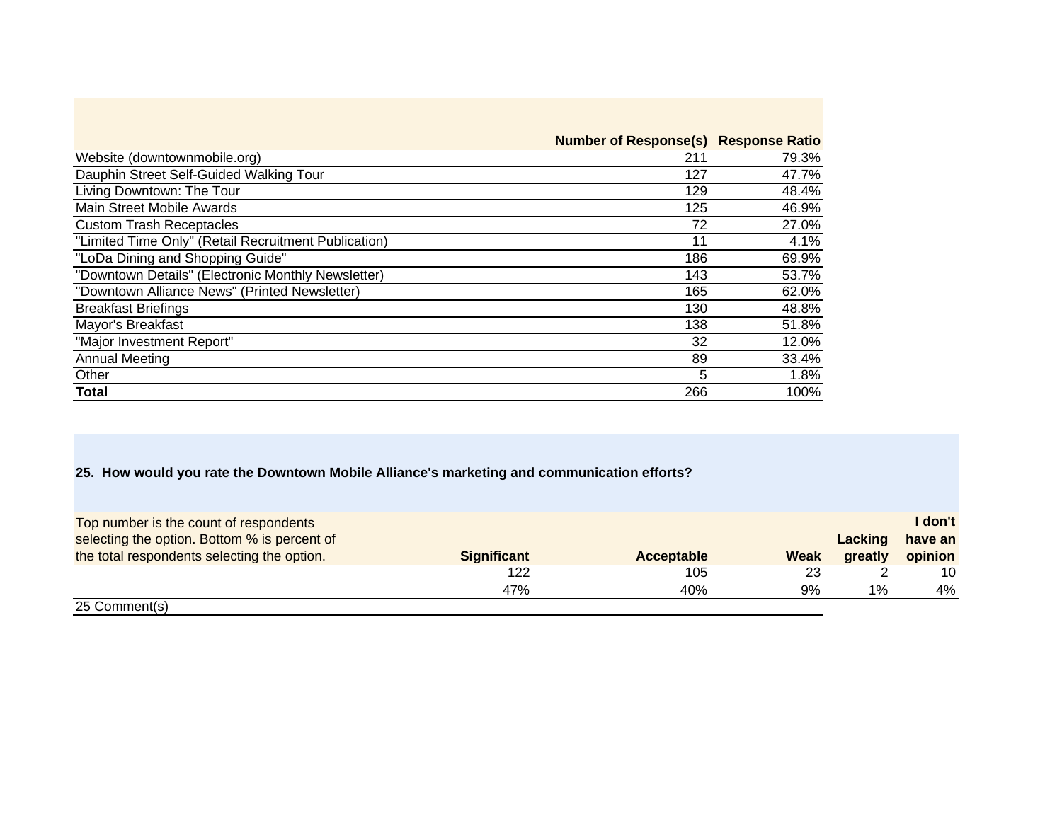| | Number of Response(s) | Response Ratio |
|---|---|---|
| Website (downtownmobile.org) | 211 | 79.3% |
| Dauphin Street Self-Guided Walking Tour | 127 | 47.7% |
| Living Downtown: The Tour | 129 | 48.4% |
| Main Street Mobile Awards | 125 | 46.9% |
| Custom Trash Receptacles | 72 | 27.0% |
| "Limited Time Only" (Retail Recruitment Publication) | 11 | 4.1% |
| "LoDa Dining and Shopping Guide" | 186 | 69.9% |
| "Downtown Details" (Electronic Monthly Newsletter) | 143 | 53.7% |
| "Downtown Alliance News" (Printed Newsletter) | 165 | 62.0% |
| Breakfast Briefings | 130 | 48.8% |
| Mayor's Breakfast | 138 | 51.8% |
| "Major Investment Report" | 32 | 12.0% |
| Annual Meeting | 89 | 33.4% |
| Other | 5 | 1.8% |
| **Total** | 266 | 100% |

**25. How would you rate the Downtown Mobile Alliance's marketing and communication efforts?**

| Top number is the count of respondents selecting the option. Bottom % is percent of the total respondents selecting the option. | **Significant** | **Acceptable** | **Weak** | **Lacking greatly** | **I don't have an opinion** |
|---|---|---|---|---|---|
| | 122 | 105 | 23 | 2 | 10 |
| | 47% | 40% | 9% | 1% | 4% |

25 Comment(s)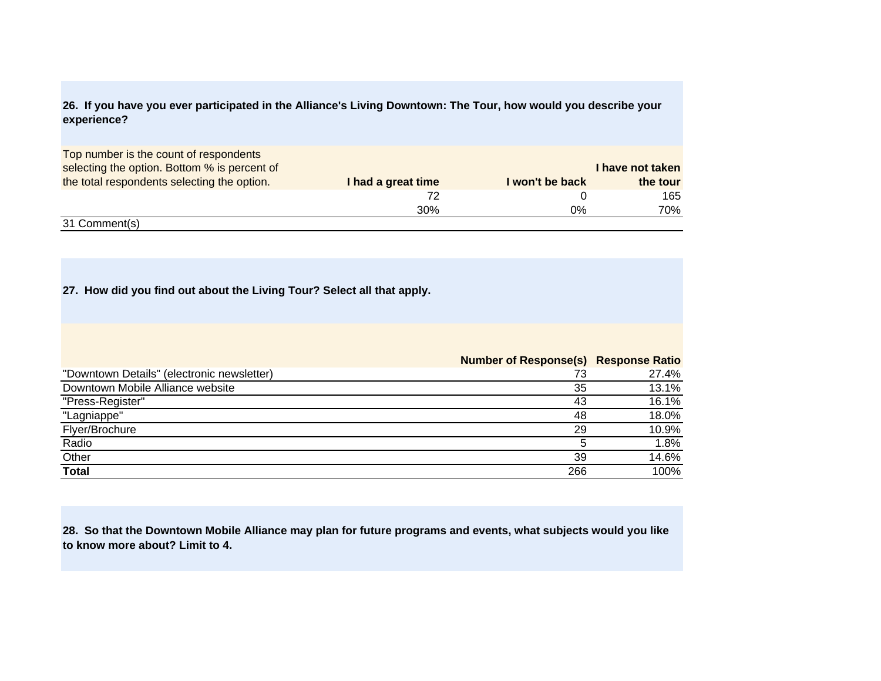**26. If you have you ever participated in the Alliance's Living Downtown: The Tour, how would you describe your experience?**

| Top number is the count of respondents selecting the option. Bottom % is percent of the total respondents selecting the option. | I had a great time | I won't be back | I have not taken the tour |
|---|---|---|---|
| | 72 | 0 | 165 |
| | 30% | 0% | 70% |

31 Comment(s)

**27. How did you find out about the Living Tour? Select all that apply.**

| | Number of Response(s) | Response Ratio |
|---|---|---|
| "Downtown Details" (electronic newsletter) | 73 | 27.4% |
| Downtown Mobile Alliance website | 35 | 13.1% |
| "Press-Register" | 43 | 16.1% |
| "Lagniappe" | 48 | 18.0% |
| Flyer/Brochure | 29 | 10.9% |
| Radio | 5 | 1.8% |
| Other | 39 | 14.6% |
| **Total** | 266 | 100% |

**28. So that the Downtown Mobile Alliance may plan for future programs and events, what subjects would you like to know more about? Limit to 4.**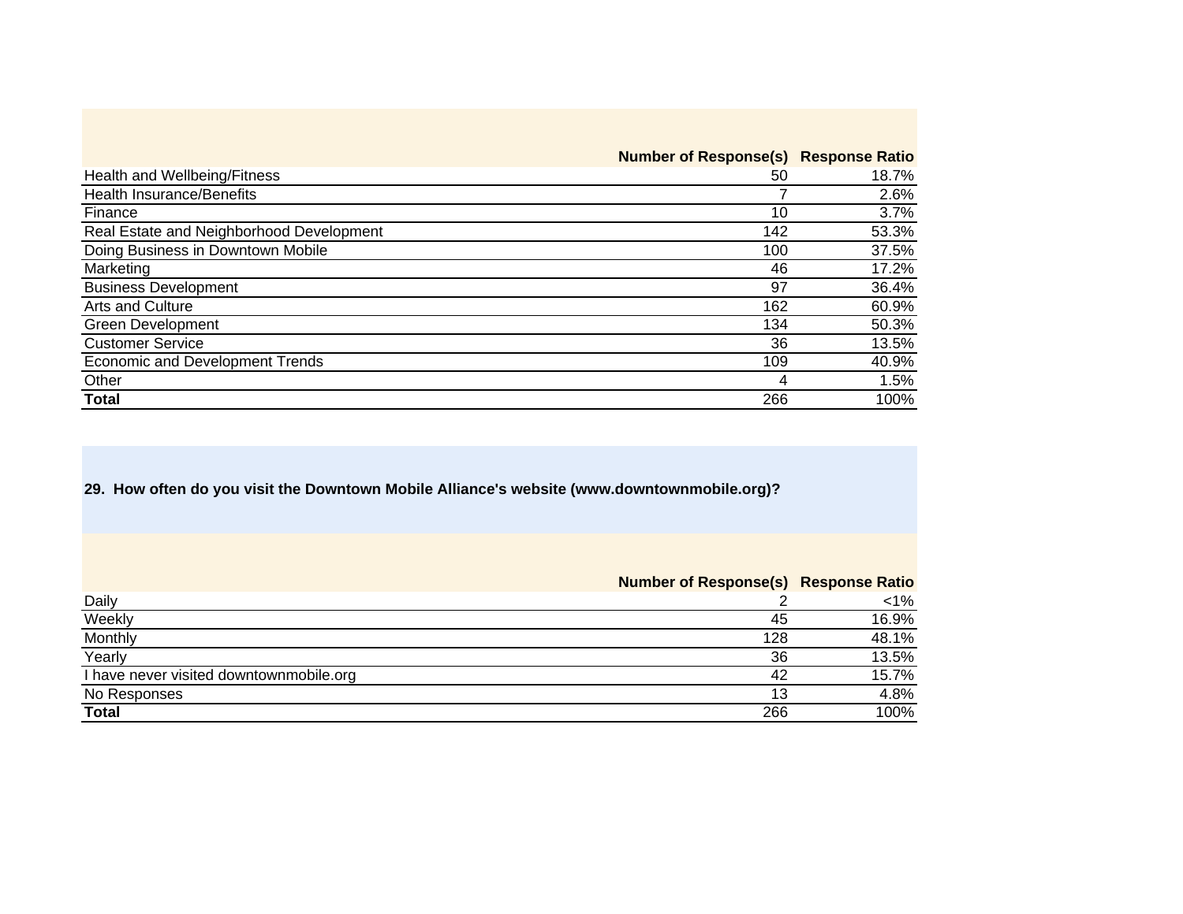| | Number of Response(s) | Response Ratio |
|---|---|---|
| Health and Wellbeing/Fitness | 50 | 18.7% |
| Health Insurance/Benefits | 7 | 2.6% |
| Finance | 10 | 3.7% |
| Real Estate and Neighborhood Development | 142 | 53.3% |
| Doing Business in Downtown Mobile | 100 | 37.5% |
| Marketing | 46 | 17.2% |
| Business Development | 97 | 36.4% |
| Arts and Culture | 162 | 60.9% |
| Green Development | 134 | 50.3% |
| Customer Service | 36 | 13.5% |
| Economic and Development Trends | 109 | 40.9% |
| Other | 4 | 1.5% |
| **Total** | 266 | 100% |

**29. How often do you visit the Downtown Mobile Alliance's website (www.downtownmobile.org)?**

| | Number of Response(s) | Response Ratio |
|---|---|---|
| Daily | 2 | <1% |
| Weekly | 45 | 16.9% |
| Monthly | 128 | 48.1% |
| Yearly | 36 | 13.5% |
| I have never visited downtownmobile.org | 42 | 15.7% |
| No Responses | 13 | 4.8% |
| **Total** | 266 | 100% |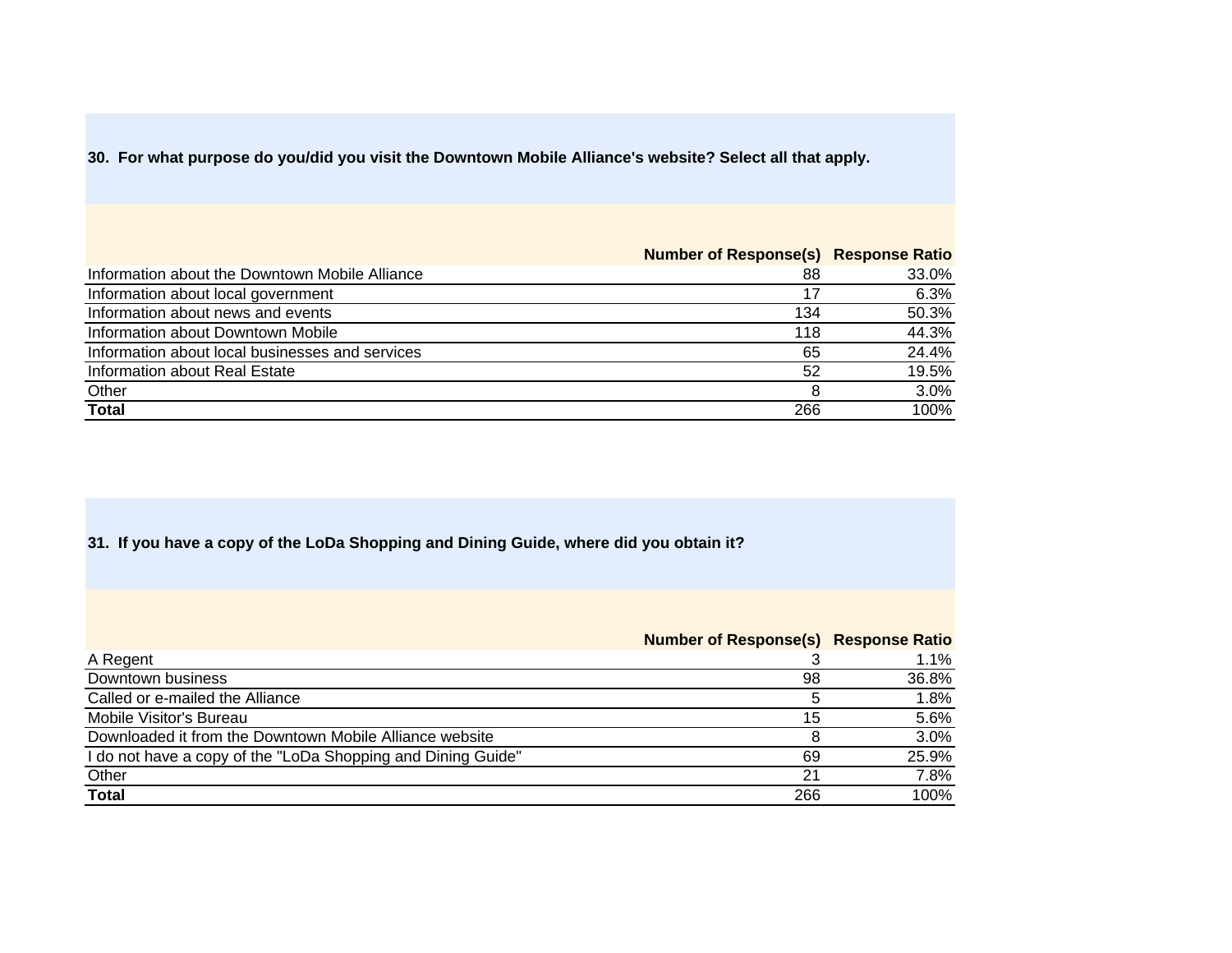**30. For what purpose do you/did you visit the Downtown Mobile Alliance's website? Select all that apply.**

| | Number of Response(s) | Response Ratio |
|---|---|---|
| Information about the Downtown Mobile Alliance | 88 | 33.0% |
| Information about local government | 17 | 6.3% |
| Information about news and events | 134 | 50.3% |
| Information about Downtown Mobile | 118 | 44.3% |
| Information about local businesses and services | 65 | 24.4% |
| Information about Real Estate | 52 | 19.5% |
| Other | 8 | 3.0% |
| **Total** | 266 | 100% |

**31. If you have a copy of the LoDa Shopping and Dining Guide, where did you obtain it?**

| | Number of Response(s) | Response Ratio |
|---|---|---|
| A Regent | 3 | 1.1% |
| Downtown business | 98 | 36.8% |
| Called or e-mailed the Alliance | 5 | 1.8% |
| Mobile Visitor's Bureau | 15 | 5.6% |
| Downloaded it from the Downtown Mobile Alliance website | 8 | 3.0% |
| I do not have a copy of the "LoDa Shopping and Dining Guide" | 69 | 25.9% |
| Other | 21 | 7.8% |
| **Total** | 266 | 100% |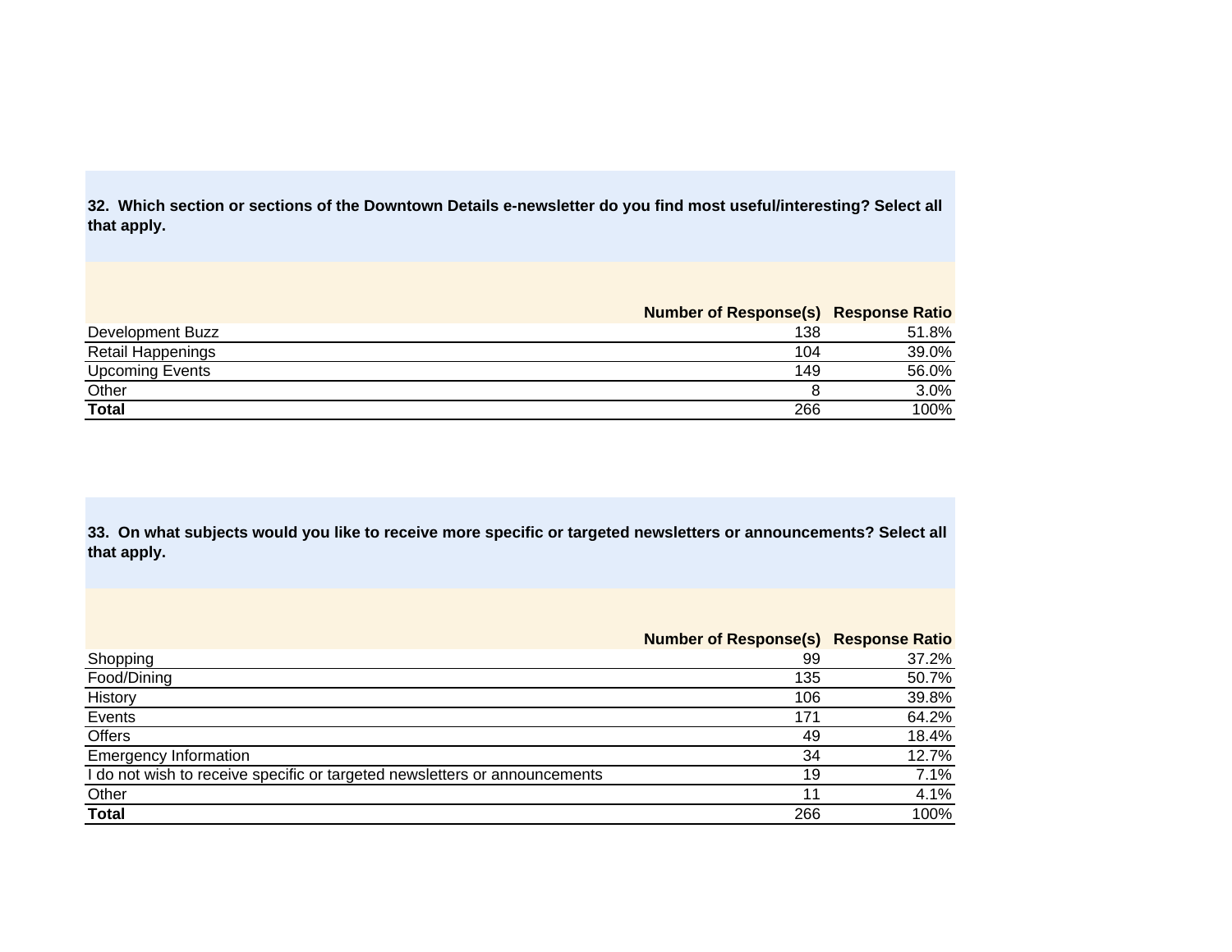**32. Which section or sections of the Downtown Details e-newsletter do you find most useful/interesting? Select all that apply.**

| | Number of Response(s) | Response Ratio |
|---|---|---|
| Development Buzz | 138 | 51.8% |
| Retail Happenings | 104 | 39.0% |
| Upcoming Events | 149 | 56.0% |
| Other | 8 | 3.0% |
| **Total** | 266 | 100% |

**33. On what subjects would you like to receive more specific or targeted newsletters or announcements? Select all that apply.**

| | Number of Response(s) | Response Ratio |
|---|---|---|
| Shopping | 99 | 37.2% |
| Food/Dining | 135 | 50.7% |
| History | 106 | 39.8% |
| Events | 171 | 64.2% |
| Offers | 49 | 18.4% |
| Emergency Information | 34 | 12.7% |
| I do not wish to receive specific or targeted newsletters or announcements | 19 | 7.1% |
| Other | 11 | 4.1% |
| **Total** | 266 | 100% |